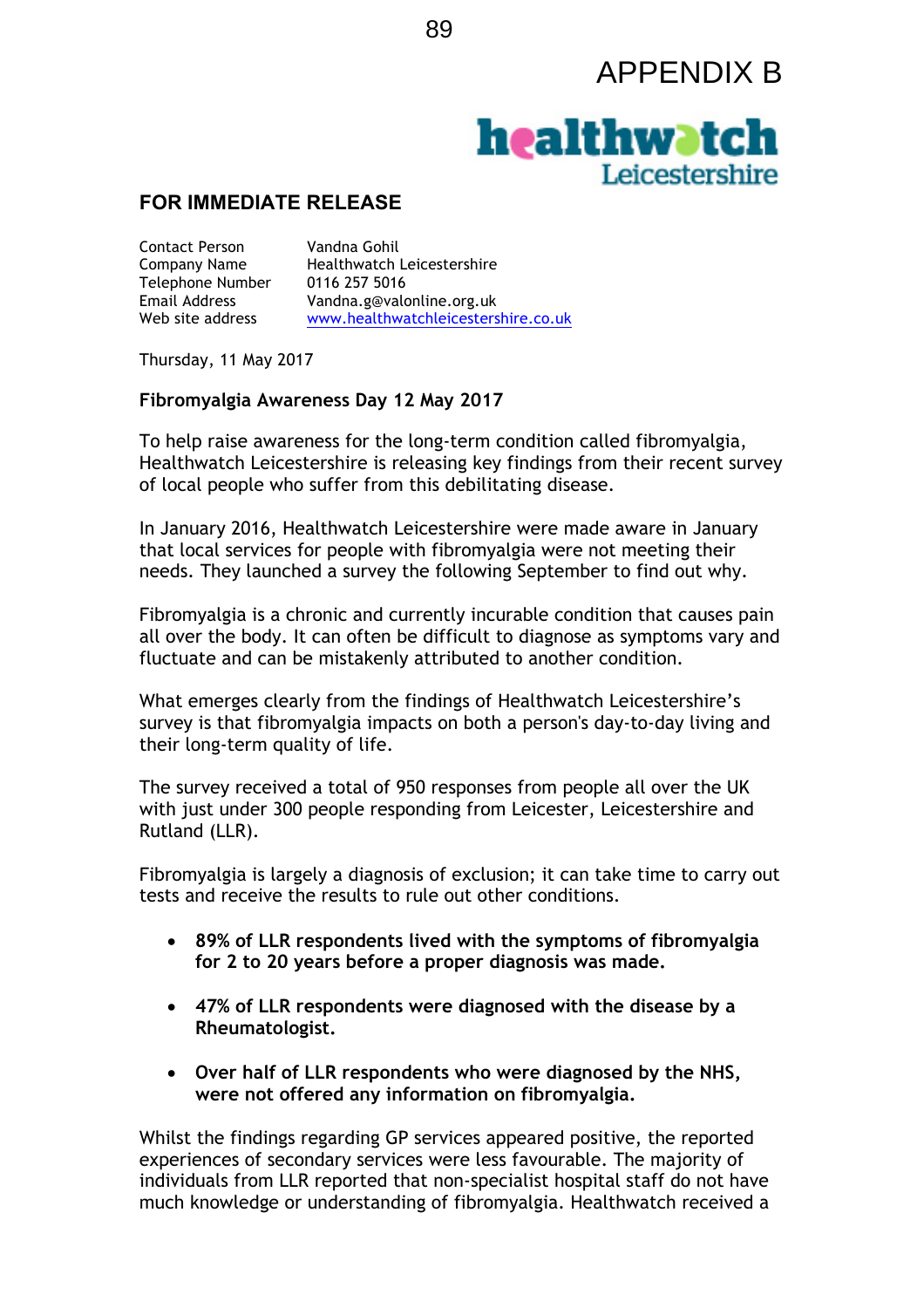APPENDIX B

healthwatch Leicestershire

## FOR IMMEDIATE RELEASE

| | |
|---|---|
| Contact Person | Vandna Gohil |
| Company Name | Healthwatch Leicestershire |
| Telephone Number | 0116 257 5016 |
| Email Address | Vandna.g@valonline.org.uk |
| Web site address | www.healthwatchleicestershire.co.uk |

Thursday, 11 May 2017

**Fibromyalgia Awareness Day 12 May 2017**

To help raise awareness for the long-term condition called fibromyalgia, Healthwatch Leicestershire is releasing key findings from their recent survey of local people who suffer from this debilitating disease.

In January 2016, Healthwatch Leicestershire were made aware in January that local services for people with fibromyalgia were not meeting their needs. They launched a survey the following September to find out why.

Fibromyalgia is a chronic and currently incurable condition that causes pain all over the body. It can often be difficult to diagnose as symptoms vary and fluctuate and can be mistakenly attributed to another condition.

What emerges clearly from the findings of Healthwatch Leicestershire's survey is that fibromyalgia impacts on both a person's day-to-day living and their long-term quality of life.

The survey received a total of 950 responses from people all over the UK with just under 300 people responding from Leicester, Leicestershire and Rutland (LLR).

Fibromyalgia is largely a diagnosis of exclusion; it can take time to carry out tests and receive the results to rule out other conditions.

- **89% of LLR respondents lived with the symptoms of fibromyalgia for 2 to 20 years before a proper diagnosis was made.**
- **47% of LLR respondents were diagnosed with the disease by a Rheumatologist.**
- **Over half of LLR respondents who were diagnosed by the NHS, were not offered any information on fibromyalgia.**

Whilst the findings regarding GP services appeared positive, the reported experiences of secondary services were less favourable. The majority of individuals from LLR reported that non-specialist hospital staff do not have much knowledge or understanding of fibromyalgia. Healthwatch received a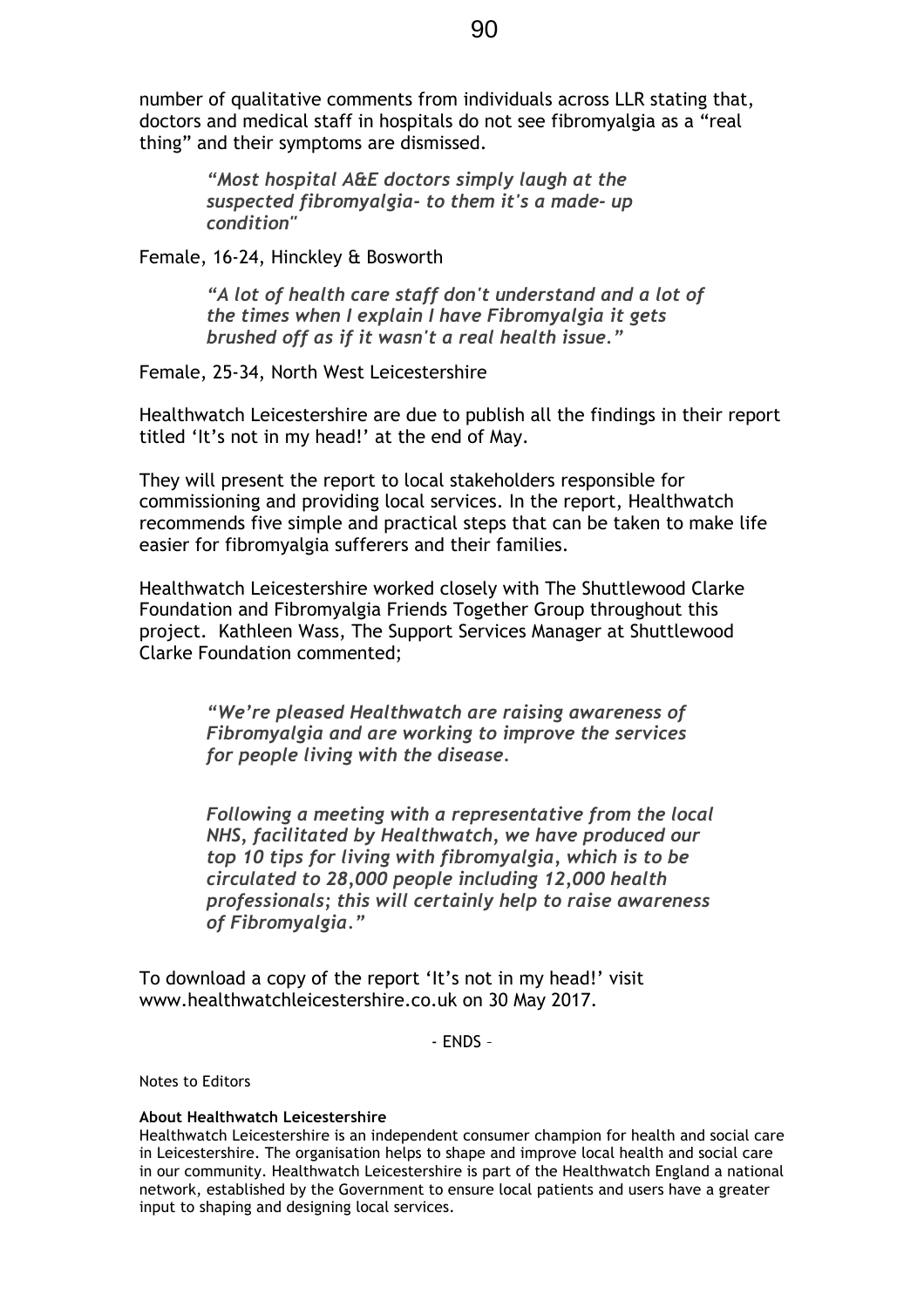number of qualitative comments from individuals across LLR stating that, doctors and medical staff in hospitals do not see fibromyalgia as a "real thing" and their symptoms are dismissed.

> ***"Most hospital A&E doctors simply laugh at the suspected fibromyalgia- to them it's a made- up condition"***

Female, 16-24, Hinckley & Bosworth

> ***"A lot of health care staff don't understand and a lot of the times when I explain I have Fibromyalgia it gets brushed off as if it wasn't a real health issue."***

Female, 25-34, North West Leicestershire

Healthwatch Leicestershire are due to publish all the findings in their report titled 'It's not in my head!' at the end of May.

They will present the report to local stakeholders responsible for commissioning and providing local services. In the report, Healthwatch recommends five simple and practical steps that can be taken to make life easier for fibromyalgia sufferers and their families.

Healthwatch Leicestershire worked closely with The Shuttlewood Clarke Foundation and Fibromyalgia Friends Together Group throughout this project. Kathleen Wass, The Support Services Manager at Shuttlewood Clarke Foundation commented;

> ***"We're pleased Healthwatch are raising awareness of Fibromyalgia and are working to improve the services for people living with the disease.***
>
> ***Following a meeting with a representative from the local NHS, facilitated by Healthwatch, we have produced our top 10 tips for living with fibromyalgia, which is to be circulated to 28,000 people including 12,000 health professionals; this will certainly help to raise awareness of Fibromyalgia."***

To download a copy of the report 'It's not in my head!' visit www.healthwatchleicestershire.co.uk on 30 May 2017.

- ENDS –

Notes to Editors

**About Healthwatch Leicestershire**

Healthwatch Leicestershire is an independent consumer champion for health and social care in Leicestershire. The organisation helps to shape and improve local health and social care in our community. Healthwatch Leicestershire is part of the Healthwatch England a national network, established by the Government to ensure local patients and users have a greater input to shaping and designing local services.